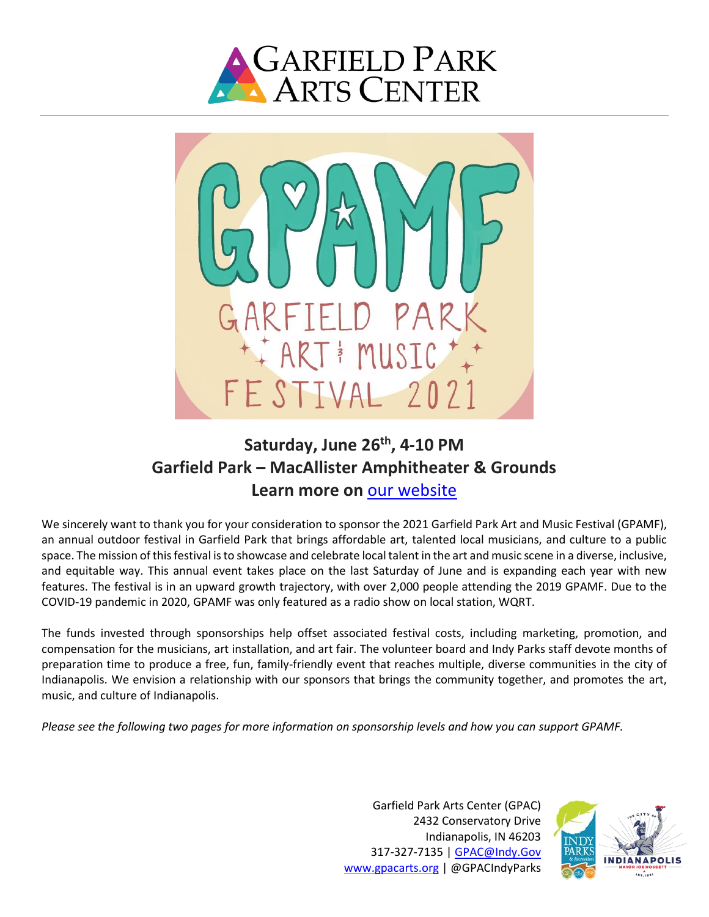# Garfield Park Arts Center

GPAMF

GARFIELD PARK ART & MUSIC FESTIVAL 2021

## Saturday, June 26th, 4-10 PM
## Garfield Park – MacAllister Amphitheater & Grounds
## Learn more on our website

We sincerely want to thank you for your consideration to sponsor the 2021 Garfield Park Art and Music Festival (GPAMF), an annual outdoor festival in Garfield Park that brings affordable art, talented local musicians, and culture to a public space. The mission of this festival is to showcase and celebrate local talent in the art and music scene in a diverse, inclusive, and equitable way. This annual event takes place on the last Saturday of June and is expanding each year with new features. The festival is in an upward growth trajectory, with over 2,000 people attending the 2019 GPAMF. Due to the COVID-19 pandemic in 2020, GPAMF was only featured as a radio show on local station, WQRT.

The funds invested through sponsorships help offset associated festival costs, including marketing, promotion, and compensation for the musicians, art installation, and art fair. The volunteer board and Indy Parks staff devote months of preparation time to produce a free, fun, family-friendly event that reaches multiple, diverse communities in the city of Indianapolis. We envision a relationship with our sponsors that brings the community together, and promotes the art, music, and culture of Indianapolis.

*Please see the following two pages for more information on sponsorship levels and how you can support GPAMF.*

Garfield Park Arts Center (GPAC)
2432 Conservatory Drive
Indianapolis, IN 46203
317-327-7135 | GPAC@Indy.Gov
www.gpacarts.org | @GPACIndyParks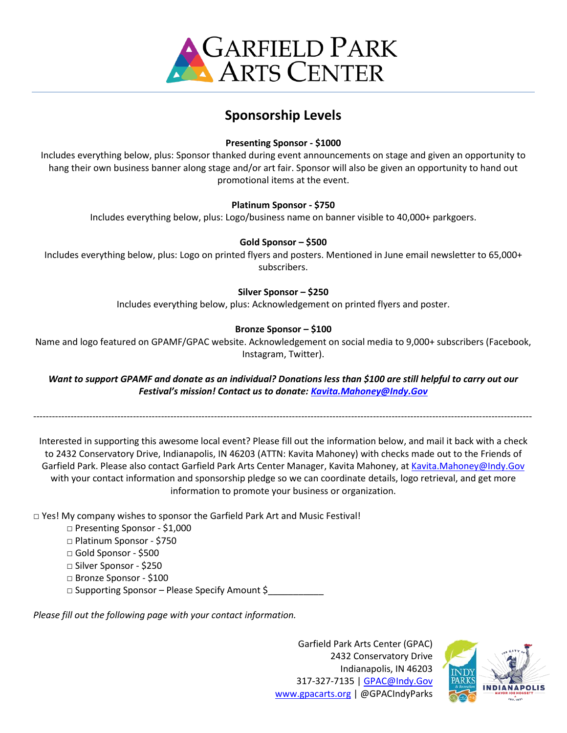# Garfield Park Arts Center

## Sponsorship Levels

**Presenting Sponsor - $1000**

Includes everything below, plus: Sponsor thanked during event announcements on stage and given an opportunity to hang their own business banner along stage and/or art fair. Sponsor will also be given an opportunity to hand out promotional items at the event.

**Platinum Sponsor - $750**

Includes everything below, plus: Logo/business name on banner visible to 40,000+ parkgoers.

**Gold Sponsor – $500**

Includes everything below, plus: Logo on printed flyers and posters. Mentioned in June email newsletter to 65,000+ subscribers.

**Silver Sponsor – $250**

Includes everything below, plus: Acknowledgement on printed flyers and poster.

**Bronze Sponsor – $100**

Name and logo featured on GPAMF/GPAC website. Acknowledgement on social media to 9,000+ subscribers (Facebook, Instagram, Twitter).

***Want to support GPAMF and donate as an individual? Donations less than $100 are still helpful to carry out our Festival's mission! Contact us to donate: [Kavita.Mahoney@Indy.Gov](mailto:Kavita.Mahoney@Indy.Gov)***

---

Interested in supporting this awesome local event? Please fill out the information below, and mail it back with a check to 2432 Conservatory Drive, Indianapolis, IN 46203 (ATTN: Kavita Mahoney) with checks made out to the Friends of Garfield Park. Please also contact Garfield Park Arts Center Manager, Kavita Mahoney, at [Kavita.Mahoney@Indy.Gov](mailto:Kavita.Mahoney@Indy.Gov) with your contact information and sponsorship pledge so we can coordinate details, logo retrieval, and get more information to promote your business or organization.

□ Yes! My company wishes to sponsor the Garfield Park Art and Music Festival!

- □ Presenting Sponsor - $1,000
- □ Platinum Sponsor - $750
- □ Gold Sponsor - $500
- □ Silver Sponsor - $250
- □ Bronze Sponsor - $100
- □ Supporting Sponsor – Please Specify Amount $___________

*Please fill out the following page with your contact information.*

Garfield Park Arts Center (GPAC)
2432 Conservatory Drive
Indianapolis, IN 46203
317-327-7135 | [GPAC@Indy.Gov](mailto:GPAC@Indy.Gov)
[www.gpacarts.org](http://www.gpacarts.org) | @GPACIndyParks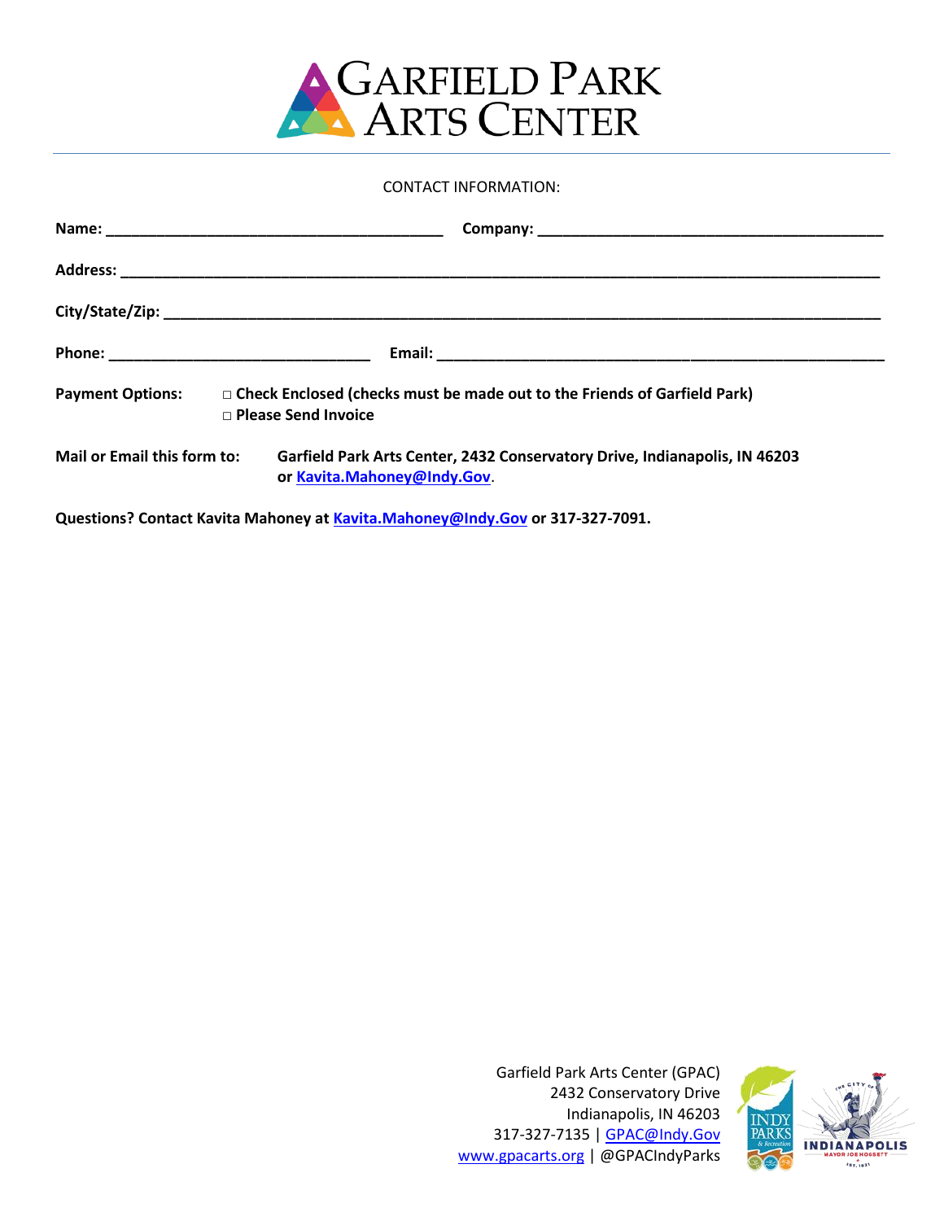# GARFIELD PARK ARTS CENTER

CONTACT INFORMATION:

**Name:** ______________________________________ **Company:** ________________________________________

**Address:** ______________________________________________________________________________________

**City/State/Zip:** __________________________________________________________________________________

**Phone:** ______________________________ **Email:** ____________________________________________________

**Payment Options:** □ **Check Enclosed (checks must be made out to the Friends of Garfield Park)**
□ **Please Send Invoice**

**Mail or Email this form to:** **Garfield Park Arts Center, 2432 Conservatory Drive, Indianapolis, IN 46203 or [Kavita.Mahoney@Indy.Gov](mailto:Kavita.Mahoney@Indy.Gov).**

**Questions? Contact Kavita Mahoney at [Kavita.Mahoney@Indy.Gov](mailto:Kavita.Mahoney@Indy.Gov) or 317-327-7091.**

Garfield Park Arts Center (GPAC)
2432 Conservatory Drive
Indianapolis, IN 46203
317-327-7135 | [GPAC@Indy.Gov](mailto:GPAC@Indy.Gov)
[www.gpacarts.org](http://www.gpacarts.org) | @GPACIndyParks